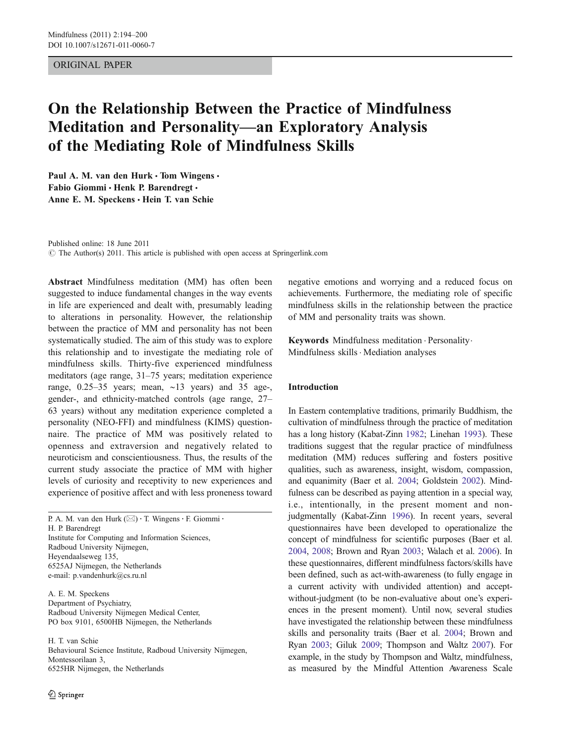ORIGINAL PAPER

# On the Relationship Between the Practice of Mindfulness Meditation and Personality—an Exploratory Analysis of the Mediating Role of Mindfulness Skills

**Paul A. M. van den Hurk · Tom Wingens · Fabio Giommi · Henk P. Barendregt · Anne E. M. Speckens · Hein T. van Schie**

Published online: 18 June 2011
© The Author(s) 2011. This article is published with open access at Springerlink.com

**Abstract** Mindfulness meditation (MM) has often been suggested to induce fundamental changes in the way events in life are experienced and dealt with, presumably leading to alterations in personality. However, the relationship between the practice of MM and personality has not been systematically studied. The aim of this study was to explore this relationship and to investigate the mediating role of mindfulness skills. Thirty-five experienced mindfulness meditators (age range, 31–75 years; meditation experience range, 0.25–35 years; mean, ~13 years) and 35 age-, gender-, and ethnicity-matched controls (age range, 27–63 years) without any meditation experience completed a personality (NEO-FFI) and mindfulness (KIMS) questionnaire. The practice of MM was positively related to openness and extraversion and negatively related to neuroticism and conscientiousness. Thus, the results of the current study associate the practice of MM with higher levels of curiosity and receptivity to new experiences and experience of positive affect and with less proneness toward negative emotions and worrying and a reduced focus on achievements. Furthermore, the mediating role of specific mindfulness skills in the relationship between the practice of MM and personality traits was shown.

**Keywords** Mindfulness meditation · Personality · Mindfulness skills · Mediation analyses

P. A. M. van den Hurk (✉) · T. Wingens · F. Giommi · H. P. Barendregt
Institute for Computing and Information Sciences, Radboud University Nijmegen, Heyendaalseweg 135, 6525AJ Nijmegen, the Netherlands
e-mail: p.vandenhurk@cs.ru.nl

A. E. M. Speckens
Department of Psychiatry, Radboud University Nijmegen Medical Center, PO box 9101, 6500HB Nijmegen, the Netherlands

H. T. van Schie
Behavioural Science Institute, Radboud University Nijmegen, Montessorilaan 3, 6525HR Nijmegen, the Netherlands

## Introduction

In Eastern contemplative traditions, primarily Buddhism, the cultivation of mindfulness through the practice of meditation has a long history (Kabat-Zinn 1982; Linehan 1993). These traditions suggest that the regular practice of mindfulness meditation (MM) reduces suffering and fosters positive qualities, such as awareness, insight, wisdom, compassion, and equanimity (Baer et al. 2004; Goldstein 2002). Mindfulness can be described as paying attention in a special way, i.e., intentionally, in the present moment and non-judgmentally (Kabat-Zinn 1996). In recent years, several questionnaires have been developed to operationalize the concept of mindfulness for scientific purposes (Baer et al. 2004, 2008; Brown and Ryan 2003; Walach et al. 2006). In these questionnaires, different mindfulness factors/skills have been defined, such as act-with-awareness (to fully engage in a current activity with undivided attention) and accept-without-judgment (to be non-evaluative about one's experiences in the present moment). Until now, several studies have investigated the relationship between these mindfulness skills and personality traits (Baer et al. 2004; Brown and Ryan 2003; Giluk 2009; Thompson and Waltz 2007). For example, in the study by Thompson and Waltz, mindfulness, as measured by the Mindful Attention Awareness Scale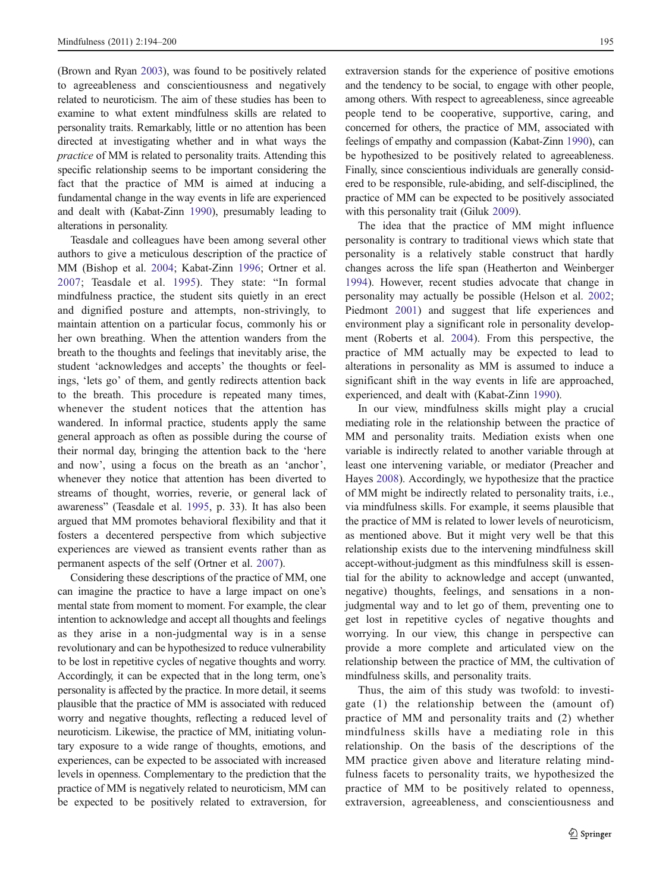(Brown and Ryan 2003), was found to be positively related to agreeableness and conscientiousness and negatively related to neuroticism. The aim of these studies has been to examine to what extent mindfulness skills are related to personality traits. Remarkably, little or no attention has been directed at investigating whether and in what ways the *practice* of MM is related to personality traits. Attending this specific relationship seems to be important considering the fact that the practice of MM is aimed at inducing a fundamental change in the way events in life are experienced and dealt with (Kabat-Zinn 1990), presumably leading to alterations in personality.

Teasdale and colleagues have been among several other authors to give a meticulous description of the practice of MM (Bishop et al. 2004; Kabat-Zinn 1996; Ortner et al. 2007; Teasdale et al. 1995). They state: "In formal mindfulness practice, the student sits quietly in an erect and dignified posture and attempts, non-strivingly, to maintain attention on a particular focus, commonly his or her own breathing. When the attention wanders from the breath to the thoughts and feelings that inevitably arise, the student 'acknowledges and accepts' the thoughts or feelings, 'lets go' of them, and gently redirects attention back to the breath. This procedure is repeated many times, whenever the student notices that the attention has wandered. In informal practice, students apply the same general approach as often as possible during the course of their normal day, bringing the attention back to the 'here and now', using a focus on the breath as an 'anchor', whenever they notice that attention has been diverted to streams of thought, worries, reverie, or general lack of awareness" (Teasdale et al. 1995, p. 33). It has also been argued that MM promotes behavioral flexibility and that it fosters a decentered perspective from which subjective experiences are viewed as transient events rather than as permanent aspects of the self (Ortner et al. 2007).

Considering these descriptions of the practice of MM, one can imagine the practice to have a large impact on one's mental state from moment to moment. For example, the clear intention to acknowledge and accept all thoughts and feelings as they arise in a non-judgmental way is in a sense revolutionary and can be hypothesized to reduce vulnerability to be lost in repetitive cycles of negative thoughts and worry. Accordingly, it can be expected that in the long term, one's personality is affected by the practice. In more detail, it seems plausible that the practice of MM is associated with reduced worry and negative thoughts, reflecting a reduced level of neuroticism. Likewise, the practice of MM, initiating voluntary exposure to a wide range of thoughts, emotions, and experiences, can be expected to be associated with increased levels in openness. Complementary to the prediction that the practice of MM is negatively related to neuroticism, MM can be expected to be positively related to extraversion, for extraversion stands for the experience of positive emotions and the tendency to be social, to engage with other people, among others. With respect to agreeableness, since agreeable people tend to be cooperative, supportive, caring, and concerned for others, the practice of MM, associated with feelings of empathy and compassion (Kabat-Zinn 1990), can be hypothesized to be positively related to agreeableness. Finally, since conscientious individuals are generally considered to be responsible, rule-abiding, and self-disciplined, the practice of MM can be expected to be positively associated with this personality trait (Giluk 2009).

The idea that the practice of MM might influence personality is contrary to traditional views which state that personality is a relatively stable construct that hardly changes across the life span (Heatherton and Weinberger 1994). However, recent studies advocate that change in personality may actually be possible (Helson et al. 2002; Piedmont 2001) and suggest that life experiences and environment play a significant role in personality development (Roberts et al. 2004). From this perspective, the practice of MM actually may be expected to lead to alterations in personality as MM is assumed to induce a significant shift in the way events in life are approached, experienced, and dealt with (Kabat-Zinn 1990).

In our view, mindfulness skills might play a crucial mediating role in the relationship between the practice of MM and personality traits. Mediation exists when one variable is indirectly related to another variable through at least one intervening variable, or mediator (Preacher and Hayes 2008). Accordingly, we hypothesize that the practice of MM might be indirectly related to personality traits, i.e., via mindfulness skills. For example, it seems plausible that the practice of MM is related to lower levels of neuroticism, as mentioned above. But it might very well be that this relationship exists due to the intervening mindfulness skill accept-without-judgment as this mindfulness skill is essential for the ability to acknowledge and accept (unwanted, negative) thoughts, feelings, and sensations in a non-judgmental way and to let go of them, preventing one to get lost in repetitive cycles of negative thoughts and worrying. In our view, this change in perspective can provide a more complete and articulated view on the relationship between the practice of MM, the cultivation of mindfulness skills, and personality traits.

Thus, the aim of this study was twofold: to investigate (1) the relationship between the (amount of) practice of MM and personality traits and (2) whether mindfulness skills have a mediating role in this relationship. On the basis of the descriptions of the MM practice given above and literature relating mindfulness facets to personality traits, we hypothesized the practice of MM to be positively related to openness, extraversion, agreeableness, and conscientiousness and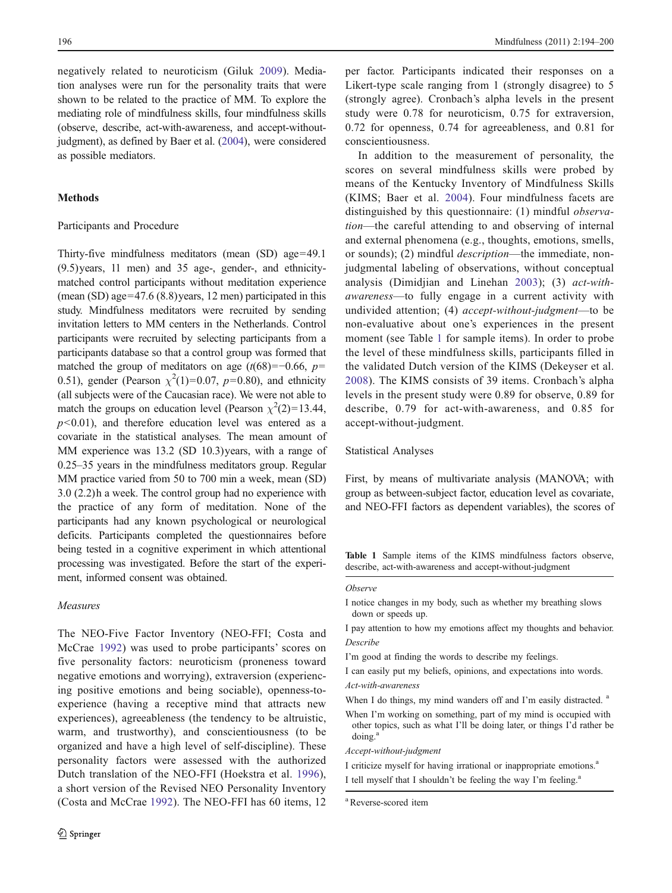negatively related to neuroticism (Giluk 2009). Mediation analyses were run for the personality traits that were shown to be related to the practice of MM. To explore the mediating role of mindfulness skills, four mindfulness skills (observe, describe, act-with-awareness, and accept-without-judgment), as defined by Baer et al. (2004), were considered as possible mediators.

## Methods

### Participants and Procedure

Thirty-five mindfulness meditators (mean (SD) age=49.1 (9.5) years, 11 men) and 35 age-, gender-, and ethnicity-matched control participants without meditation experience (mean (SD) age=47.6 (8.8) years, 12 men) participated in this study. Mindfulness meditators were recruited by sending invitation letters to MM centers in the Netherlands. Control participants were recruited by selecting participants from a participants database so that a control group was formed that matched the group of meditators on age ($t(68)=-0.66$, $p=0.51$), gender (Pearson $\chi^2(1)=0.07$, $p=0.80$), and ethnicity (all subjects were of the Caucasian race). We were not able to match the groups on education level (Pearson $\chi^2(2)=13.44$, $p<0.01$), and therefore education level was entered as a covariate in the statistical analyses. The mean amount of MM experience was 13.2 (SD 10.3) years, with a range of 0.25–35 years in the mindfulness meditators group. Regular MM practice varied from 50 to 700 min a week, mean (SD) 3.0 (2.2) h a week. The control group had no experience with the practice of any form of meditation. None of the participants had any known psychological or neurological deficits. Participants completed the questionnaires before being tested in a cognitive experiment in which attentional processing was investigated. Before the start of the experiment, informed consent was obtained.

### *Measures*

The NEO-Five Factor Inventory (NEO-FFI; Costa and McCrae 1992) was used to probe participants' scores on five personality factors: neuroticism (proneness toward negative emotions and worrying), extraversion (experiencing positive emotions and being sociable), openness-to-experience (having a receptive mind that attracts new experiences), agreeableness (the tendency to be altruistic, warm, and trustworthy), and conscientiousness (to be organized and have a high level of self-discipline). These personality factors were assessed with the authorized Dutch translation of the NEO-FFI (Hoekstra et al. 1996), a short version of the Revised NEO Personality Inventory (Costa and McCrae 1992). The NEO-FFI has 60 items, 12 per factor. Participants indicated their responses on a Likert-type scale ranging from 1 (strongly disagree) to 5 (strongly agree). Cronbach's alpha levels in the present study were 0.78 for neuroticism, 0.75 for extraversion, 0.72 for openness, 0.74 for agreeableness, and 0.81 for conscientiousness.

In addition to the measurement of personality, the scores on several mindfulness skills were probed by means of the Kentucky Inventory of Mindfulness Skills (KIMS; Baer et al. 2004). Four mindfulness facets are distinguished by this questionnaire: (1) mindful *observation*—the careful attending to and observing of internal and external phenomena (e.g., thoughts, emotions, smells, or sounds); (2) mindful *description*—the immediate, non-judgmental labeling of observations, without conceptual analysis (Dimidjian and Linehan 2003); (3) *act-with-awareness*—to fully engage in a current activity with undivided attention; (4) *accept-without-judgment*—to be non-evaluative about one's experiences in the present moment (see Table 1 for sample items). In order to probe the level of these mindfulness skills, participants filled in the validated Dutch version of the KIMS (Dekeyser et al. 2008). The KIMS consists of 39 items. Cronbach's alpha levels in the present study were 0.89 for observe, 0.89 for describe, 0.79 for act-with-awareness, and 0.85 for accept-without-judgment.

### Statistical Analyses

First, by means of multivariate analysis (MANOVA; with group as between-subject factor, education level as covariate, and NEO-FFI factors as dependent variables), the scores of

**Table 1** Sample items of the KIMS mindfulness factors observe, describe, act-with-awareness and accept-without-judgment

| |
|---|
| *Observe* |
| I notice changes in my body, such as whether my breathing slows down or speeds up. |
| I pay attention to how my emotions affect my thoughts and behavior. |
| *Describe* |
| I'm good at finding the words to describe my feelings. |
| I can easily put my beliefs, opinions, and expectations into words. |
| *Act-with-awareness* |
| When I do things, my mind wanders off and I'm easily distracted. [a] |
| When I'm working on something, part of my mind is occupied with other topics, such as what I'll be doing later, or things I'd rather be doing.[a] |
| *Accept-without-judgment* |
| I criticize myself for having irrational or inappropriate emotions.[a] |
| I tell myself that I shouldn't be feeling the way I'm feeling.[a] |

[a] Reverse-scored item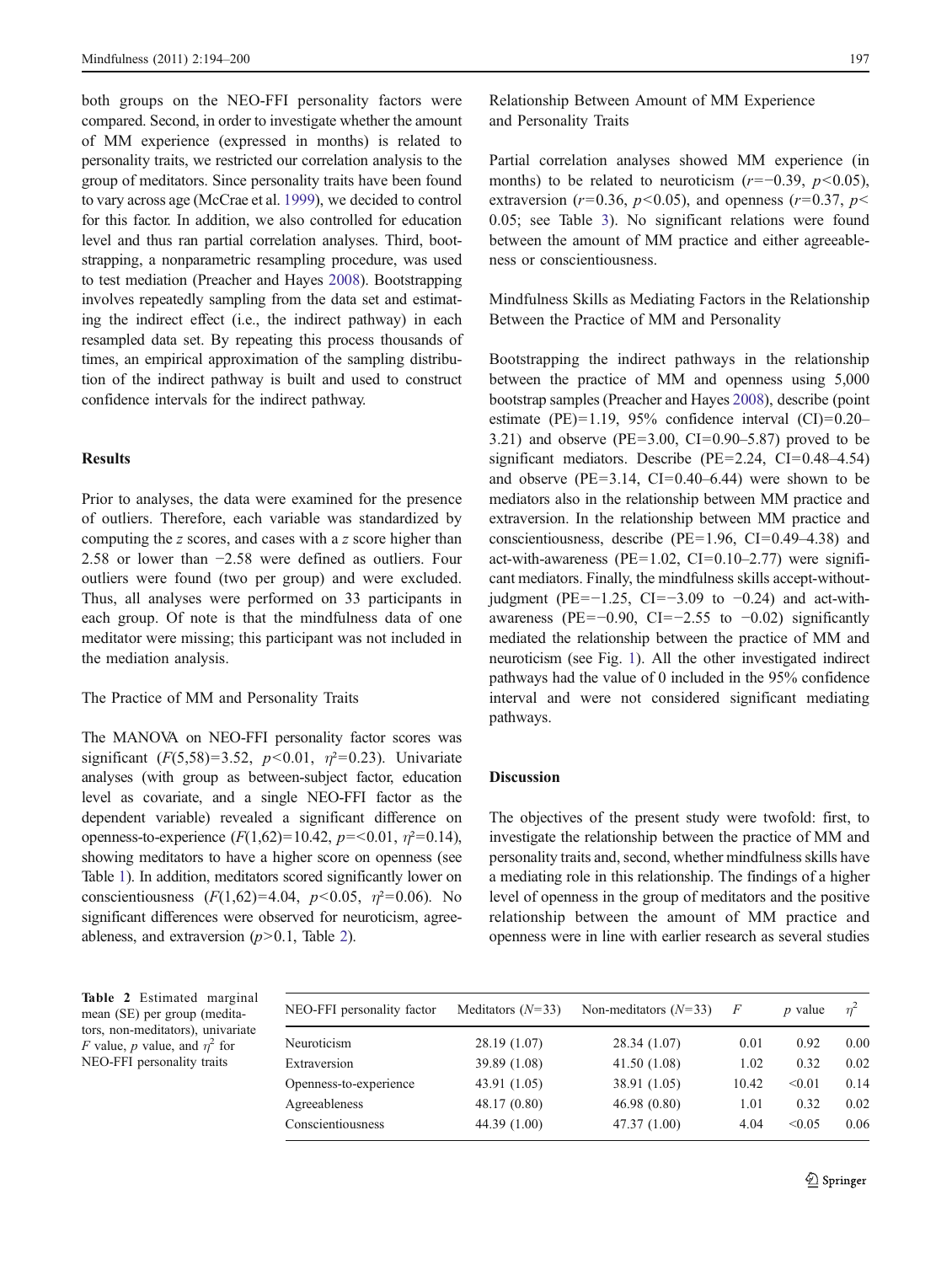both groups on the NEO-FFI personality factors were compared. Second, in order to investigate whether the amount of MM experience (expressed in months) is related to personality traits, we restricted our correlation analysis to the group of meditators. Since personality traits have been found to vary across age (McCrae et al. 1999), we decided to control for this factor. In addition, we also controlled for education level and thus ran partial correlation analyses. Third, bootstrapping, a nonparametric resampling procedure, was used to test mediation (Preacher and Hayes 2008). Bootstrapping involves repeatedly sampling from the data set and estimating the indirect effect (i.e., the indirect pathway) in each resampled data set. By repeating this process thousands of times, an empirical approximation of the sampling distribution of the indirect pathway is built and used to construct confidence intervals for the indirect pathway.

## Results

Prior to analyses, the data were examined for the presence of outliers. Therefore, each variable was standardized by computing the *z* scores, and cases with a *z* score higher than 2.58 or lower than −2.58 were defined as outliers. Four outliers were found (two per group) and were excluded. Thus, all analyses were performed on 33 participants in each group. Of note is that the mindfulness data of one meditator were missing; this participant was not included in the mediation analysis.

### The Practice of MM and Personality Traits

The MANOVA on NEO-FFI personality factor scores was significant ($F(5,58)=3.52$, $p<0.01$, $\eta^2=0.23$). Univariate analyses (with group as between-subject factor, education level as covariate, and a single NEO-FFI factor as the dependent variable) revealed a significant difference on openness-to-experience ($F(1,62)=10.42$, $p=<0.01$, $\eta^2=0.14$), showing meditators to have a higher score on openness (see Table 1). In addition, meditators scored significantly lower on conscientiousness ($F(1,62)=4.04$, $p<0.05$, $\eta^2=0.06$). No significant differences were observed for neuroticism, agreeableness, and extraversion ($p>0.1$, Table 2).

### Relationship Between Amount of MM Experience and Personality Traits

Partial correlation analyses showed MM experience (in months) to be related to neuroticism ($r=-0.39$, $p<0.05$), extraversion ($r=0.36$, $p<0.05$), and openness ($r=0.37$, $p<0.05$; see Table 3). No significant relations were found between the amount of MM practice and either agreeableness or conscientiousness.

### Mindfulness Skills as Mediating Factors in the Relationship Between the Practice of MM and Personality

Bootstrapping the indirect pathways in the relationship between the practice of MM and openness using 5,000 bootstrap samples (Preacher and Hayes 2008), describe (point estimate (PE)=1.19, 95% confidence interval (CI)=0.20–3.21) and observe (PE=3.00, CI=0.90–5.87) proved to be significant mediators. Describe (PE=2.24, CI=0.48–4.54) and observe (PE=3.14, CI=0.40–6.44) were shown to be mediators also in the relationship between MM practice and extraversion. In the relationship between MM practice and conscientiousness, describe (PE=1.96, CI=0.49–4.38) and act-with-awareness (PE=1.02, CI=0.10–2.77) were significant mediators. Finally, the mindfulness skills accept-without-judgment (PE=−1.25, CI=−3.09 to −0.24) and act-with-awareness (PE=−0.90, CI=−2.55 to −0.02) significantly mediated the relationship between the practice of MM and neuroticism (see Fig. 1). All the other investigated indirect pathways had the value of 0 included in the 95% confidence interval and were not considered significant mediating pathways.

## Discussion

The objectives of the present study were twofold: first, to investigate the relationship between the practice of MM and personality traits and, second, whether mindfulness skills have a mediating role in this relationship. The findings of a higher level of openness in the group of meditators and the positive relationship between the amount of MM practice and openness were in line with earlier research as several studies

**Table 2** Estimated marginal mean (SE) per group (meditators, non-meditators), univariate *F* value, *p* value, and $\eta^2$ for NEO-FFI personality traits

| NEO-FFI personality factor | Meditators ($N$=33) | Non-meditators ($N$=33) | $F$ | $p$ value | $\eta^2$ |
|---|---|---|---|---|---|
| Neuroticism | 28.19 (1.07) | 28.34 (1.07) | 0.01 | 0.92 | 0.00 |
| Extraversion | 39.89 (1.08) | 41.50 (1.08) | 1.02 | 0.32 | 0.02 |
| Openness-to-experience | 43.91 (1.05) | 38.91 (1.05) | 10.42 | <0.01 | 0.14 |
| Agreeableness | 48.17 (0.80) | 46.98 (0.80) | 1.01 | 0.32 | 0.02 |
| Conscientiousness | 44.39 (1.00) | 47.37 (1.00) | 4.04 | <0.05 | 0.06 |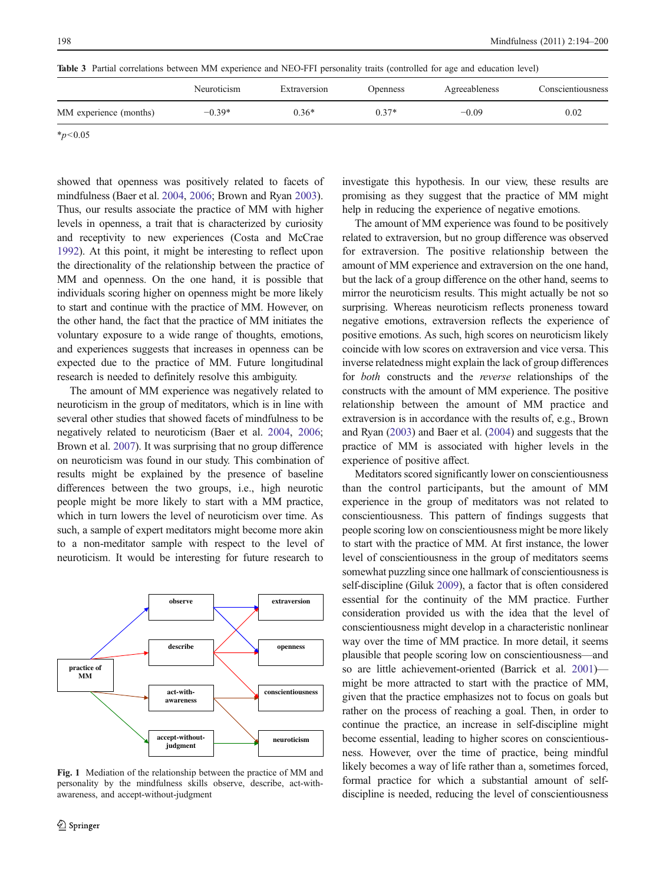**Table 3** Partial correlations between MM experience and NEO-FFI personality traits (controlled for age and education level)

| | Neuroticism | Extraversion | Openness | Agreeableness | Conscientiousness |
|---|---|---|---|---|---|
| MM experience (months) | −0.39* | 0.36* | 0.37* | −0.09 | 0.02 |

*$p<0.05$

showed that openness was positively related to facets of mindfulness (Baer et al. 2004, 2006; Brown and Ryan 2003). Thus, our results associate the practice of MM with higher levels in openness, a trait that is characterized by curiosity and receptivity to new experiences (Costa and McCrae 1992). At this point, it might be interesting to reflect upon the directionality of the relationship between the practice of MM and openness. On the one hand, it is possible that individuals scoring higher on openness might be more likely to start and continue with the practice of MM. However, on the other hand, the fact that the practice of MM initiates the voluntary exposure to a wide range of thoughts, emotions, and experiences suggests that increases in openness can be expected due to the practice of MM. Future longitudinal research is needed to definitely resolve this ambiguity.

The amount of MM experience was negatively related to neuroticism in the group of meditators, which is in line with several other studies that showed facets of mindfulness to be negatively related to neuroticism (Baer et al. 2004, 2006; Brown et al. 2007). It was surprising that no group difference on neuroticism was found in our study. This combination of results might be explained by the presence of baseline differences between the two groups, i.e., high neurotic people might be more likely to start with a MM practice, which in turn lowers the level of neuroticism over time. As such, a sample of expert meditators might become more akin to a non-meditator sample with respect to the level of neuroticism. It would be interesting for future research to investigate this hypothesis. In our view, these results are promising as they suggest that the practice of MM might help in reducing the experience of negative emotions.

The amount of MM experience was found to be positively related to extraversion, but no group difference was observed for extraversion. The positive relationship between the amount of MM experience and extraversion on the one hand, but the lack of a group difference on the other hand, seems to mirror the neuroticism results. This might actually be not so surprising. Whereas neuroticism reflects proneness toward negative emotions, extraversion reflects the experience of positive emotions. As such, high scores on neuroticism likely coincide with low scores on extraversion and vice versa. This inverse relatedness might explain the lack of group differences for *both* constructs and the *reverse* relationships of the constructs with the amount of MM experience. The positive relationship between the amount of MM practice and extraversion is in accordance with the results of, e.g., Brown and Ryan (2003) and Baer et al. (2004) and suggests that the practice of MM is associated with higher levels in the experience of positive affect.

Meditators scored significantly lower on conscientiousness than the control participants, but the amount of MM experience in the group of meditators was not related to conscientiousness. This pattern of findings suggests that people scoring low on conscientiousness might be more likely to start with the practice of MM. At first instance, the lower level of conscientiousness in the group of meditators seems somewhat puzzling since one hallmark of conscientiousness is self-discipline (Giluk 2009), a factor that is often considered essential for the continuity of the MM practice. Further consideration provided us with the idea that the level of conscientiousness might develop in a characteristic nonlinear way over the time of MM practice. In more detail, it seems plausible that people scoring low on conscientiousness—and so are little achievement-oriented (Barrick et al. 2001)—might be more attracted to start with the practice of MM, given that the practice emphasizes not to focus on goals but rather on the process of reaching a goal. Then, in order to continue the practice, an increase in self-discipline might become essential, leading to higher scores on conscientiousness. However, over the time of practice, being mindful likely becomes a way of life rather than a, sometimes forced, formal practice for which a substantial amount of self-discipline is needed, reducing the level of conscientiousness

**Fig. 1** Mediation of the relationship between the practice of MM and personality by the mindfulness skills observe, describe, act-with-awareness, and accept-without-judgment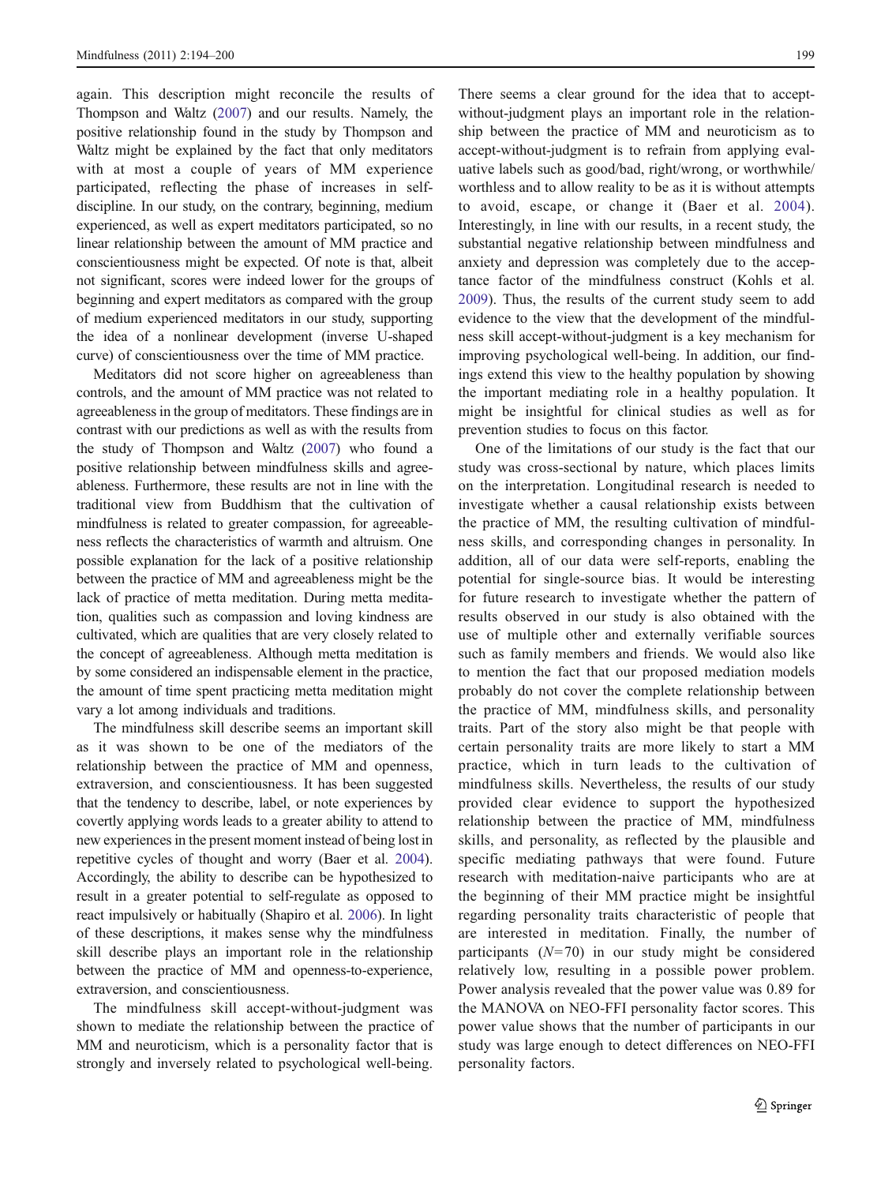again. This description might reconcile the results of Thompson and Waltz (2007) and our results. Namely, the positive relationship found in the study by Thompson and Waltz might be explained by the fact that only meditators with at most a couple of years of MM experience participated, reflecting the phase of increases in self-discipline. In our study, on the contrary, beginning, medium experienced, as well as expert meditators participated, so no linear relationship between the amount of MM practice and conscientiousness might be expected. Of note is that, albeit not significant, scores were indeed lower for the groups of beginning and expert meditators as compared with the group of medium experienced meditators in our study, supporting the idea of a nonlinear development (inverse U-shaped curve) of conscientiousness over the time of MM practice.

Meditators did not score higher on agreeableness than controls, and the amount of MM practice was not related to agreeableness in the group of meditators. These findings are in contrast with our predictions as well as with the results from the study of Thompson and Waltz (2007) who found a positive relationship between mindfulness skills and agreeableness. Furthermore, these results are not in line with the traditional view from Buddhism that the cultivation of mindfulness is related to greater compassion, for agreeableness reflects the characteristics of warmth and altruism. One possible explanation for the lack of a positive relationship between the practice of MM and agreeableness might be the lack of practice of metta meditation. During metta meditation, qualities such as compassion and loving kindness are cultivated, which are qualities that are very closely related to the concept of agreeableness. Although metta meditation is by some considered an indispensable element in the practice, the amount of time spent practicing metta meditation might vary a lot among individuals and traditions.

The mindfulness skill describe seems an important skill as it was shown to be one of the mediators of the relationship between the practice of MM and openness, extraversion, and conscientiousness. It has been suggested that the tendency to describe, label, or note experiences by covertly applying words leads to a greater ability to attend to new experiences in the present moment instead of being lost in repetitive cycles of thought and worry (Baer et al. 2004). Accordingly, the ability to describe can be hypothesized to result in a greater potential to self-regulate as opposed to react impulsively or habitually (Shapiro et al. 2006). In light of these descriptions, it makes sense why the mindfulness skill describe plays an important role in the relationship between the practice of MM and openness-to-experience, extraversion, and conscientiousness.

The mindfulness skill accept-without-judgment was shown to mediate the relationship between the practice of MM and neuroticism, which is a personality factor that is strongly and inversely related to psychological well-being. There seems a clear ground for the idea that to accept-without-judgment plays an important role in the relationship between the practice of MM and neuroticism as to accept-without-judgment is to refrain from applying evaluative labels such as good/bad, right/wrong, or worthwhile/worthless and to allow reality to be as it is without attempts to avoid, escape, or change it (Baer et al. 2004). Interestingly, in line with our results, in a recent study, the substantial negative relationship between mindfulness and anxiety and depression was completely due to the acceptance factor of the mindfulness construct (Kohls et al. 2009). Thus, the results of the current study seem to add evidence to the view that the development of the mindfulness skill accept-without-judgment is a key mechanism for improving psychological well-being. In addition, our findings extend this view to the healthy population by showing the important mediating role in a healthy population. It might be insightful for clinical studies as well as for prevention studies to focus on this factor.

One of the limitations of our study is the fact that our study was cross-sectional by nature, which places limits on the interpretation. Longitudinal research is needed to investigate whether a causal relationship exists between the practice of MM, the resulting cultivation of mindfulness skills, and corresponding changes in personality. In addition, all of our data were self-reports, enabling the potential for single-source bias. It would be interesting for future research to investigate whether the pattern of results observed in our study is also obtained with the use of multiple other and externally verifiable sources such as family members and friends. We would also like to mention the fact that our proposed mediation models probably do not cover the complete relationship between the practice of MM, mindfulness skills, and personality traits. Part of the story also might be that people with certain personality traits are more likely to start a MM practice, which in turn leads to the cultivation of mindfulness skills. Nevertheless, the results of our study provided clear evidence to support the hypothesized relationship between the practice of MM, mindfulness skills, and personality, as reflected by the plausible and specific mediating pathways that were found. Future research with meditation-naive participants who are at the beginning of their MM practice might be insightful regarding personality traits characteristic of people that are interested in meditation. Finally, the number of participants ($N=70$) in our study might be considered relatively low, resulting in a possible power problem. Power analysis revealed that the power value was 0.89 for the MANOVA on NEO-FFI personality factor scores. This power value shows that the number of participants in our study was large enough to detect differences on NEO-FFI personality factors.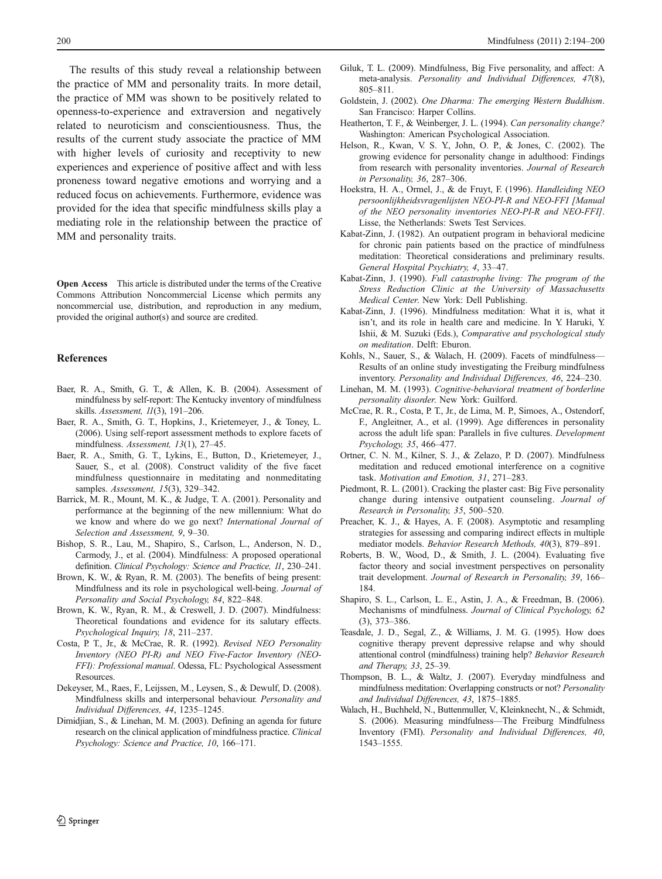The results of this study reveal a relationship between the practice of MM and personality traits. In more detail, the practice of MM was shown to be positively related to openness-to-experience and extraversion and negatively related to neuroticism and conscientiousness. Thus, the results of the current study associate the practice of MM with higher levels of curiosity and receptivity to new experiences and experience of positive affect and with less proneness toward negative emotions and worrying and a reduced focus on achievements. Furthermore, evidence was provided for the idea that specific mindfulness skills play a mediating role in the relationship between the practice of MM and personality traits.

**Open Access** This article is distributed under the terms of the Creative Commons Attribution Noncommercial License which permits any noncommercial use, distribution, and reproduction in any medium, provided the original author(s) and source are credited.

## References

Baer, R. A., Smith, G. T., & Allen, K. B. (2004). Assessment of mindfulness by self-report: The Kentucky inventory of mindfulness skills. *Assessment, 11*(3), 191–206.

Baer, R. A., Smith, G. T., Hopkins, J., Krietemeyer, J., & Toney, L. (2006). Using self-report assessment methods to explore facets of mindfulness. *Assessment, 13*(1), 27–45.

Baer, R. A., Smith, G. T., Lykins, E., Button, D., Krietemeyer, J., Sauer, S., et al. (2008). Construct validity of the five facet mindfulness questionnaire in meditating and nonmeditating samples. *Assessment, 15*(3), 329–342.

Barrick, M. R., Mount, M. K., & Judge, T. A. (2001). Personality and performance at the beginning of the new millennium: What do we know and where do we go next? *International Journal of Selection and Assessment, 9*, 9–30.

Bishop, S. R., Lau, M., Shapiro, S., Carlson, L., Anderson, N. D., Carmody, J., et al. (2004). Mindfulness: A proposed operational definition. *Clinical Psychology: Science and Practice, 11*, 230–241.

Brown, K. W., & Ryan, R. M. (2003). The benefits of being present: Mindfulness and its role in psychological well-being. *Journal of Personality and Social Psychology, 84*, 822–848.

Brown, K. W., Ryan, R. M., & Creswell, J. D. (2007). Mindfulness: Theoretical foundations and evidence for its salutary effects. *Psychological Inquiry, 18*, 211–237.

Costa, P. T., Jr., & McCrae, R. R. (1992). *Revised NEO Personality Inventory (NEO PI-R) and NEO Five-Factor Inventory (NEO-FFI): Professional manual*. Odessa, FL: Psychological Assessment Resources.

Dekeyser, M., Raes, F., Leijssen, M., Leysen, S., & Dewulf, D. (2008). Mindfulness skills and interpersonal behaviour. *Personality and Individual Differences, 44*, 1235–1245.

Dimidjian, S., & Linehan, M. M. (2003). Defining an agenda for future research on the clinical application of mindfulness practice. *Clinical Psychology: Science and Practice, 10*, 166–171.

Giluk, T. L. (2009). Mindfulness, Big Five personality, and affect: A meta-analysis. *Personality and Individual Differences, 47*(8), 805–811.

Goldstein, J. (2002). *One Dharma: The emerging Western Buddhism*. San Francisco: Harper Collins.

Heatherton, T. F., & Weinberger, J. L. (1994). *Can personality change?* Washington: American Psychological Association.

Helson, R., Kwan, V. S. Y., John, O. P., & Jones, C. (2002). The growing evidence for personality change in adulthood: Findings from research with personality inventories. *Journal of Research in Personality, 36*, 287–306.

Hoekstra, H. A., Ormel, J., & de Fruyt, F. (1996). *Handleiding NEO persoonlijkheidsvragenlijsten NEO-PI-R and NEO-FFI [Manual of the NEO personality inventories NEO-PI-R and NEO-FFI]*. Lisse, the Netherlands: Swets Test Services.

Kabat-Zinn, J. (1982). An outpatient program in behavioral medicine for chronic pain patients based on the practice of mindfulness meditation: Theoretical considerations and preliminary results. *General Hospital Psychiatry, 4*, 33–47.

Kabat-Zinn, J. (1990). *Full catastrophe living: The program of the Stress Reduction Clinic at the University of Massachusetts Medical Center*. New York: Dell Publishing.

Kabat-Zinn, J. (1996). Mindfulness meditation: What it is, what it isn't, and its role in health care and medicine. In Y. Haruki, Y. Ishii, & M. Suzuki (Eds.), *Comparative and psychological study on meditation*. Delft: Eburon.

Kohls, N., Sauer, S., & Walach, H. (2009). Facets of mindfulness—Results of an online study investigating the Freiburg mindfulness inventory. *Personality and Individual Differences, 46*, 224–230.

Linehan, M. M. (1993). *Cognitive-behavioral treatment of borderline personality disorder*. New York: Guilford.

McCrae, R. R., Costa, P. T., Jr., de Lima, M. P., Simoes, A., Ostendorf, F., Angleitner, A., et al. (1999). Age differences in personality across the adult life span: Parallels in five cultures. *Development Psychology, 35*, 466–477.

Ortner, C. N. M., Kilner, S. J., & Zelazo, P. D. (2007). Mindfulness meditation and reduced emotional interference on a cognitive task. *Motivation and Emotion, 31*, 271–283.

Piedmont, R. L. (2001). Cracking the plaster cast: Big Five personality change during intensive outpatient counseling. *Journal of Research in Personality, 35*, 500–520.

Preacher, K. J., & Hayes, A. F. (2008). Asymptotic and resampling strategies for assessing and comparing indirect effects in multiple mediator models. *Behavior Research Methods, 40*(3), 879–891.

Roberts, B. W., Wood, D., & Smith, J. L. (2004). Evaluating five factor theory and social investment perspectives on personality trait development. *Journal of Research in Personality, 39*, 166–184.

Shapiro, S. L., Carlson, L. E., Astin, J. A., & Freedman, B. (2006). Mechanisms of mindfulness. *Journal of Clinical Psychology, 62* (3), 373–386.

Teasdale, J. D., Segal, Z., & Williams, J. M. G. (1995). How does cognitive therapy prevent depressive relapse and why should attentional control (mindfulness) training help? *Behavior Research and Therapy, 33*, 25–39.

Thompson, B. L., & Waltz, J. (2007). Everyday mindfulness and mindfulness meditation: Overlapping constructs or not? *Personality and Individual Differences, 43*, 1875–1885.

Walach, H., Buchheld, N., Buttenmuller, V., Kleinknecht, N., & Schmidt, S. (2006). Measuring mindfulness—The Freiburg Mindfulness Inventory (FMI). *Personality and Individual Differences, 40*, 1543–1555.